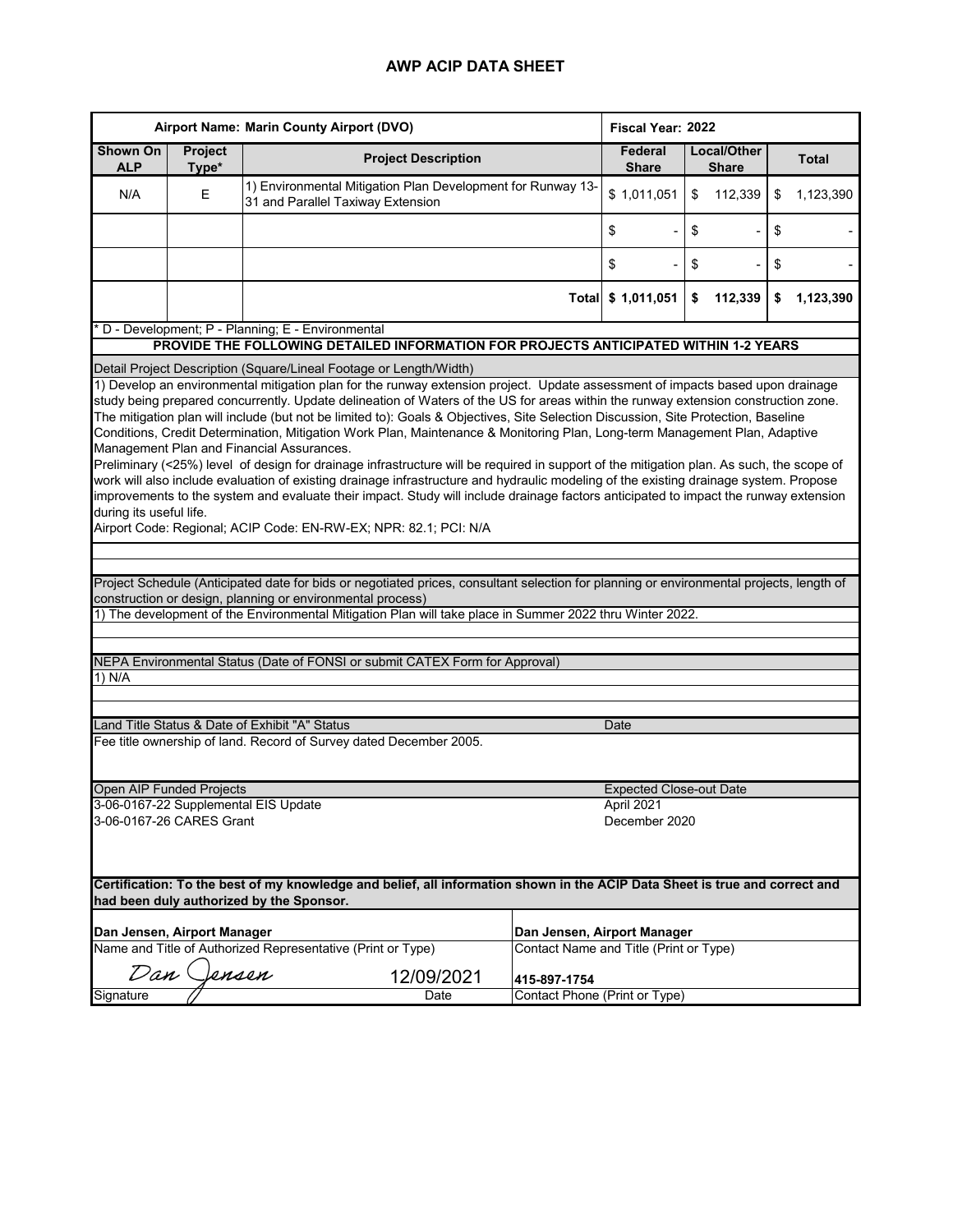# AWP ACIP DATA SHEET

| Airport Name: Marin County Airport (DVO) | | | Fiscal Year: 2022 | | |
|---|---|---|---|---|---|
| **Shown On ALP** | **Project Type*** | **Project Description** | **Federal Share** | **Local/Other Share** | **Total** |
| N/A | E | 1) Environmental Mitigation Plan Development for Runway 13-31 and Parallel Taxiway Extension | $ 1,011,051 | $ 112,339 | $ 1,123,390 |
| | | | $ - | $ - | $ - |
| | | | $ - | $ - | $ - |
| | | **Total** | **$ 1,011,051** | **$ 112,339** | **$ 1,123,390** |

\* D - Development; P - Planning; E - Environmental

**PROVIDE THE FOLLOWING DETAILED INFORMATION FOR PROJECTS ANTICIPATED WITHIN 1-2 YEARS**

Detail Project Description (Square/Lineal Footage or Length/Width)

1) Develop an environmental mitigation plan for the runway extension project. Update assessment of impacts based upon drainage study being prepared concurrently. Update delineation of Waters of the US for areas within the runway extension construction zone. The mitigation plan will include (but not be limited to): Goals & Objectives, Site Selection Discussion, Site Protection, Baseline Conditions, Credit Determination, Mitigation Work Plan, Maintenance & Monitoring Plan, Long-term Management Plan, Adaptive Management Plan and Financial Assurances.

Preliminary (<25%) level of design for drainage infrastructure will be required in support of the mitigation plan. As such, the scope of work will also include evaluation of existing drainage infrastructure and hydraulic modeling of the existing drainage system. Propose improvements to the system and evaluate their impact. Study will include drainage factors anticipated to impact the runway extension during its useful life.

Airport Code: Regional; ACIP Code: EN-RW-EX; NPR: 82.1; PCI: N/A

Project Schedule (Anticipated date for bids or negotiated prices, consultant selection for planning or environmental projects, length of construction or design, planning or environmental process)

1) The development of the Environmental Mitigation Plan will take place in Summer 2022 thru Winter 2022.

NEPA Environmental Status (Date of FONSI or submit CATEX Form for Approval)

1) N/A

| Land Title Status & Date of Exhibit "A" Status | Date |
|---|---|
| Fee title ownership of land. Record of Survey dated December 2005. | |

| Open AIP Funded Projects | Expected Close-out Date |
|---|---|
| 3-06-0167-22 Supplemental EIS Update | April 2021 |
| 3-06-0167-26 CARES Grant | December 2020 |

**Certification: To the best of my knowledge and belief, all information shown in the ACIP Data Sheet is true and correct and had been duly authorized by the Sponsor.**

| | | |
|---|---|---|
| **Dan Jensen, Airport Manager** | | **Dan Jensen, Airport Manager** |
| Name and Title of Authorized Representative (Print or Type) | | Contact Name and Title (Print or Type) |
| *Dan Jensen* | 12/09/2021 | **415-897-1754** |
| Signature | Date | Contact Phone (Print or Type) |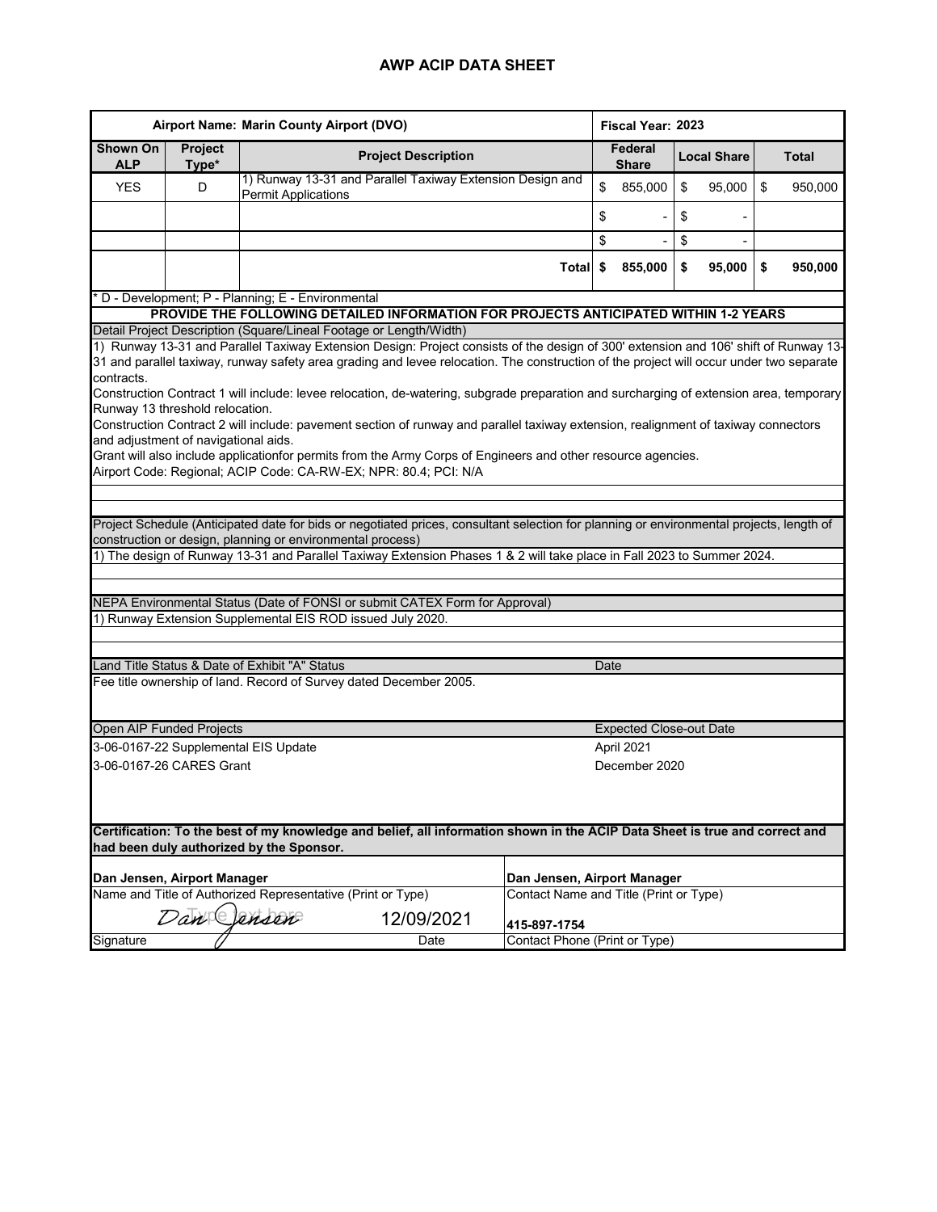# AWP ACIP DATA SHEET

| Airport Name: Marin County Airport (DVO) | | | Fiscal Year: 2023 | | |
|---|---|---|---|---|---|
| **Shown On ALP** | **Project Type*** | **Project Description** | **Federal Share** | **Local Share** | **Total** |
| YES | D | 1) Runway 13-31 and Parallel Taxiway Extension Design and Permit Applications | $ 855,000 | $ 95,000 | $ 950,000 |
| | | | $ - | $ - | |
| | | | $ - | $ - | |
| | | **Total** | **$ 855,000** | **$ 95,000** | **$ 950,000** |

\* D - Development; P - Planning; E - Environmental

**PROVIDE THE FOLLOWING DETAILED INFORMATION FOR PROJECTS ANTICIPATED WITHIN 1-2 YEARS**

Detail Project Description (Square/Lineal Footage or Length/Width)

1) Runway 13-31 and Parallel Taxiway Extension Design: Project consists of the design of 300' extension and 106' shift of Runway 13-31 and parallel taxiway, runway safety area grading and levee relocation. The construction of the project will occur under two separate contracts.

Construction Contract 1 will include: levee relocation, de-watering, subgrade preparation and surcharging of extension area, temporary Runway 13 threshold relocation.

Construction Contract 2 will include: pavement section of runway and parallel taxiway extension, realignment of taxiway connectors and adjustment of navigational aids.

Grant will also include applicationfor permits from the Army Corps of Engineers and other resource agencies.

Airport Code: Regional; ACIP Code: CA-RW-EX; NPR: 80.4; PCI: N/A

Project Schedule (Anticipated date for bids or negotiated prices, consultant selection for planning or environmental projects, length of construction or design, planning or environmental process)

1) The design of Runway 13-31 and Parallel Taxiway Extension Phases 1 & 2 will take place in Fall 2023 to Summer 2024.

NEPA Environmental Status (Date of FONSI or submit CATEX Form for Approval)

1) Runway Extension Supplemental EIS ROD issued July 2020.

| Land Title Status & Date of Exhibit "A" Status | Date |
|---|---|
| Fee title ownership of land. Record of Survey dated December 2005. | |

| Open AIP Funded Projects | Expected Close-out Date |
|---|---|
| 3-06-0167-22 Supplemental EIS Update | April 2021 |
| 3-06-0167-26 CARES Grant | December 2020 |

**Certification: To the best of my knowledge and belief, all information shown in the ACIP Data Sheet is true and correct and had been duly authorized by the Sponsor.**

| **Dan Jensen, Airport Manager** | | **Dan Jensen, Airport Manager** |
|---|---|---|
| Name and Title of Authorized Representative (Print or Type) | | Contact Name and Title (Print or Type) |
| Dan Jensen | 12/09/2021 | **415-897-1754** |
| Signature | Date | Contact Phone (Print or Type) |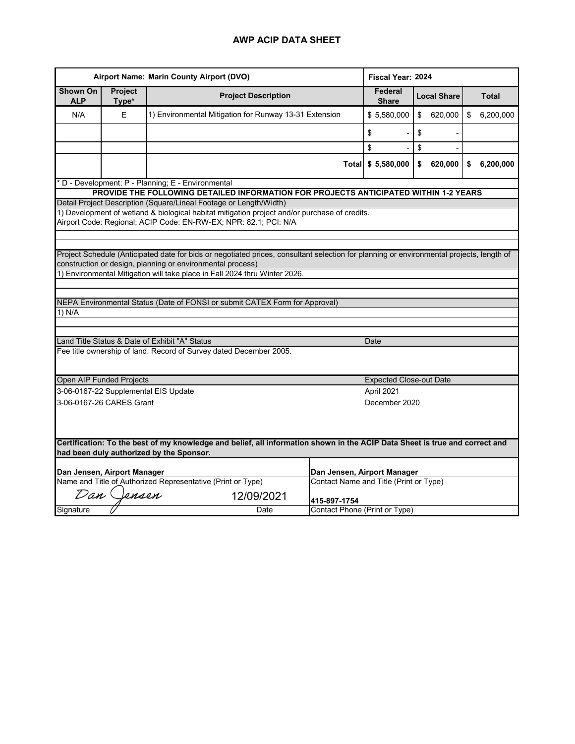# AWP ACIP DATA SHEET

| Airport Name: Marin County Airport (DVO) | | | Fiscal Year: 2024 | | |
|---|---|---|---|---|---|
| **Shown On ALP** | **Project Type*** | **Project Description** | **Federal Share** | **Local Share** | **Total** |
| N/A | E | 1) Environmental Mitigation for Runway 13-31 Extension | $ 5,580,000 | $ 620,000 | $ 6,200,000 |
| | | | $ - | $ - | |
| | | | $ - | $ - | |
| | | **Total** | **$ 5,580,000** | **$ 620,000** | **$ 6,200,000** |

\* D - Development; P - Planning; E - Environmental

**PROVIDE THE FOLLOWING DETAILED INFORMATION FOR PROJECTS ANTICIPATED WITHIN 1-2 YEARS**

**Detail Project Description (Square/Lineal Footage or Length/Width)**

1) Development of wetland & biological habitat mitigation project and/or purchase of credits.
Airport Code: Regional; ACIP Code: EN-RW-EX; NPR: 82.1; PCI: N/A

**Project Schedule (Anticipated date for bids or negotiated prices, consultant selection for planning or environmental projects, length of construction or design, planning or environmental process)**

1) Environmental Mitigation will take place in Fall 2024 thru Winter 2026.

**NEPA Environmental Status (Date of FONSI or submit CATEX Form for Approval)**

1) N/A

| Land Title Status & Date of Exhibit "A" Status | Date |
|---|---|
| Fee title ownership of land. Record of Survey dated December 2005. | |

| Open AIP Funded Projects | Expected Close-out Date |
|---|---|
| 3-06-0167-22 Supplemental EIS Update | April 2021 |
| 3-06-0167-26 CARES Grant | December 2020 |

**Certification: To the best of my knowledge and belief, all information shown in the ACIP Data Sheet is true and correct and had been duly authorized by the Sponsor.**

| | | |
|---|---|---|
| **Dan Jensen, Airport Manager** | | **Dan Jensen, Airport Manager** |
| Name and Title of Authorized Representative (Print or Type) | | Contact Name and Title (Print or Type) |
| *Dan Jensen* | 12/09/2021 | **415-897-1754** |
| Signature | Date | Contact Phone (Print or Type) |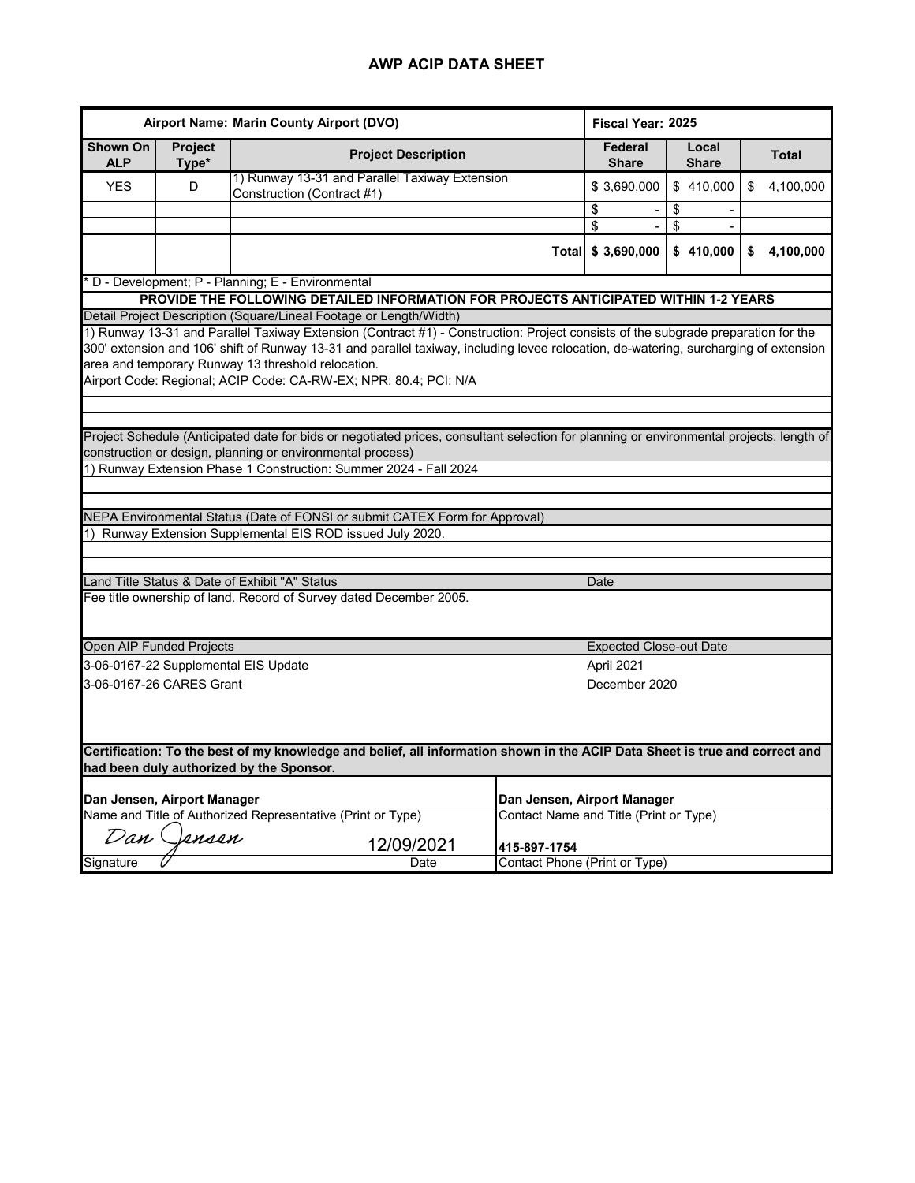# AWP ACIP DATA SHEET

| Airport Name: Marin County Airport (DVO) | | | Fiscal Year: 2025 | | |
|---|---|---|---|---|---|
| **Shown On ALP** | **Project Type*** | **Project Description** | **Federal Share** | **Local Share** | **Total** |
| YES | D | 1) Runway 13-31 and Parallel Taxiway Extension Construction (Contract #1) | $ 3,690,000 | $ 410,000 | $ 4,100,000 |
| | | | $ - | $ - | |
| | | | $ - | $ - | |
| | | **Total** | **$ 3,690,000** | **$ 410,000** | **$ 4,100,000** |

* D - Development; P - Planning; E - Environmental

**PROVIDE THE FOLLOWING DETAILED INFORMATION FOR PROJECTS ANTICIPATED WITHIN 1-2 YEARS**

**Detail Project Description (Square/Lineal Footage or Length/Width)**

1) Runway 13-31 and Parallel Taxiway Extension (Contract #1) - Construction: Project consists of the subgrade preparation for the 300' extension and 106' shift of Runway 13-31 and parallel taxiway, including levee relocation, de-watering, surcharging of extension area and temporary Runway 13 threshold relocation.
Airport Code: Regional; ACIP Code: CA-RW-EX; NPR: 80.4; PCI: N/A

**Project Schedule (Anticipated date for bids or negotiated prices, consultant selection for planning or environmental projects, length of construction or design, planning or environmental process)**

1) Runway Extension Phase 1 Construction: Summer 2024 - Fall 2024

**NEPA Environmental Status (Date of FONSI or submit CATEX Form for Approval)**

1) Runway Extension Supplemental EIS ROD issued July 2020.

| Land Title Status & Date of Exhibit "A" Status | Date |
|---|---|
| Fee title ownership of land. Record of Survey dated December 2005. | |

| Open AIP Funded Projects | Expected Close-out Date |
|---|---|
| 3-06-0167-22 Supplemental EIS Update | April 2021 |
| 3-06-0167-26 CARES Grant | December 2020 |

**Certification: To the best of my knowledge and belief, all information shown in the ACIP Data Sheet is true and correct and had been duly authorized by the Sponsor.**

| | |
|---|---|
| **Dan Jensen, Airport Manager** | **Dan Jensen, Airport Manager** |
| Name and Title of Authorized Representative (Print or Type) | Contact Name and Title (Print or Type) |
| Dan Jensen — 12/09/2021 | **415-897-1754** |
| Signature — Date | Contact Phone (Print or Type) |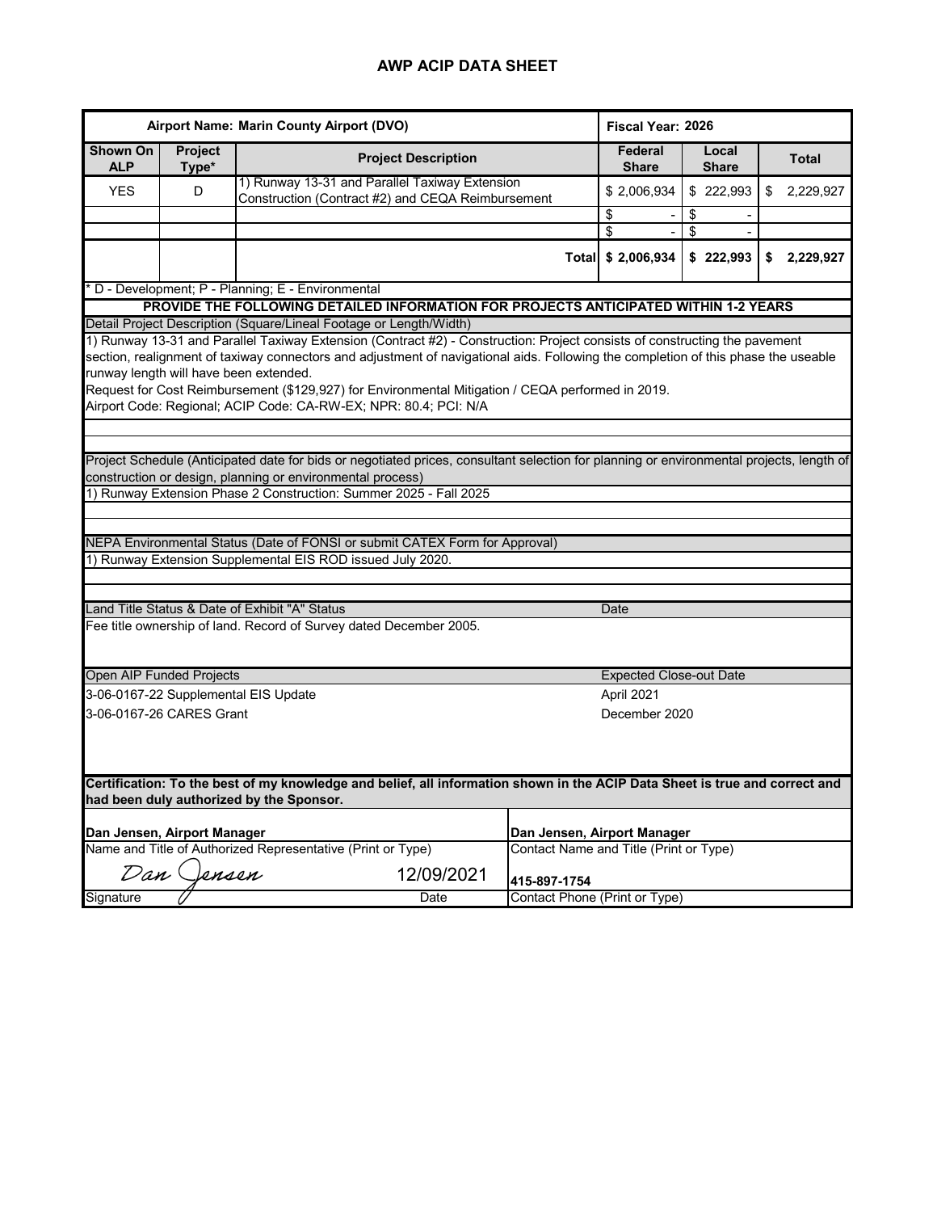# AWP ACIP DATA SHEET

| Airport Name: Marin County Airport (DVO) | | | Fiscal Year: 2026 | | |
|---|---|---|---|---|---|
| **Shown On ALP** | **Project Type*** | **Project Description** | **Federal Share** | **Local Share** | **Total** |
| YES | D | 1) Runway 13-31 and Parallel Taxiway Extension Construction (Contract #2) and CEQA Reimbursement | $ 2,006,934 | $ 222,993 | $ 2,229,927 |
| | | | $ - | $ - | |
| | | | $ - | $ - | |
| | | **Total** | **$ 2,006,934** | **$ 222,993** | **$ 2,229,927** |

* D - Development; P - Planning; E - Environmental

**PROVIDE THE FOLLOWING DETAILED INFORMATION FOR PROJECTS ANTICIPATED WITHIN 1-2 YEARS**

Detail Project Description (Square/Lineal Footage or Length/Width)

1) Runway 13-31 and Parallel Taxiway Extension (Contract #2) - Construction: Project consists of constructing the pavement section, realignment of taxiway connectors and adjustment of navigational aids. Following the completion of this phase the useable runway length will have been extended.
Request for Cost Reimbursement ($129,927) for Environmental Mitigation / CEQA performed in 2019.
Airport Code: Regional; ACIP Code: CA-RW-EX; NPR: 80.4; PCI: N/A

Project Schedule (Anticipated date for bids or negotiated prices, consultant selection for planning or environmental projects, length of construction or design, planning or environmental process)

1) Runway Extension Phase 2 Construction: Summer 2025 - Fall 2025

NEPA Environmental Status (Date of FONSI or submit CATEX Form for Approval)

1) Runway Extension Supplemental EIS ROD issued July 2020.

| Land Title Status & Date of Exhibit "A" Status | Date |
|---|---|
| Fee title ownership of land. Record of Survey dated December 2005. | |

| Open AIP Funded Projects | Expected Close-out Date |
|---|---|
| 3-06-0167-22 Supplemental EIS Update | April 2021 |
| 3-06-0167-26 CARES Grant | December 2020 |

**Certification: To the best of my knowledge and belief, all information shown in the ACIP Data Sheet is true and correct and had been duly authorized by the Sponsor.**

| | |
|---|---|
| **Dan Jensen, Airport Manager** | **Dan Jensen, Airport Manager** |
| Name and Title of Authorized Representative (Print or Type) | Contact Name and Title (Print or Type) |
| *Dan Jensen* 12/09/2021 | **415-897-1754** |
| Signature Date | Contact Phone (Print or Type) |